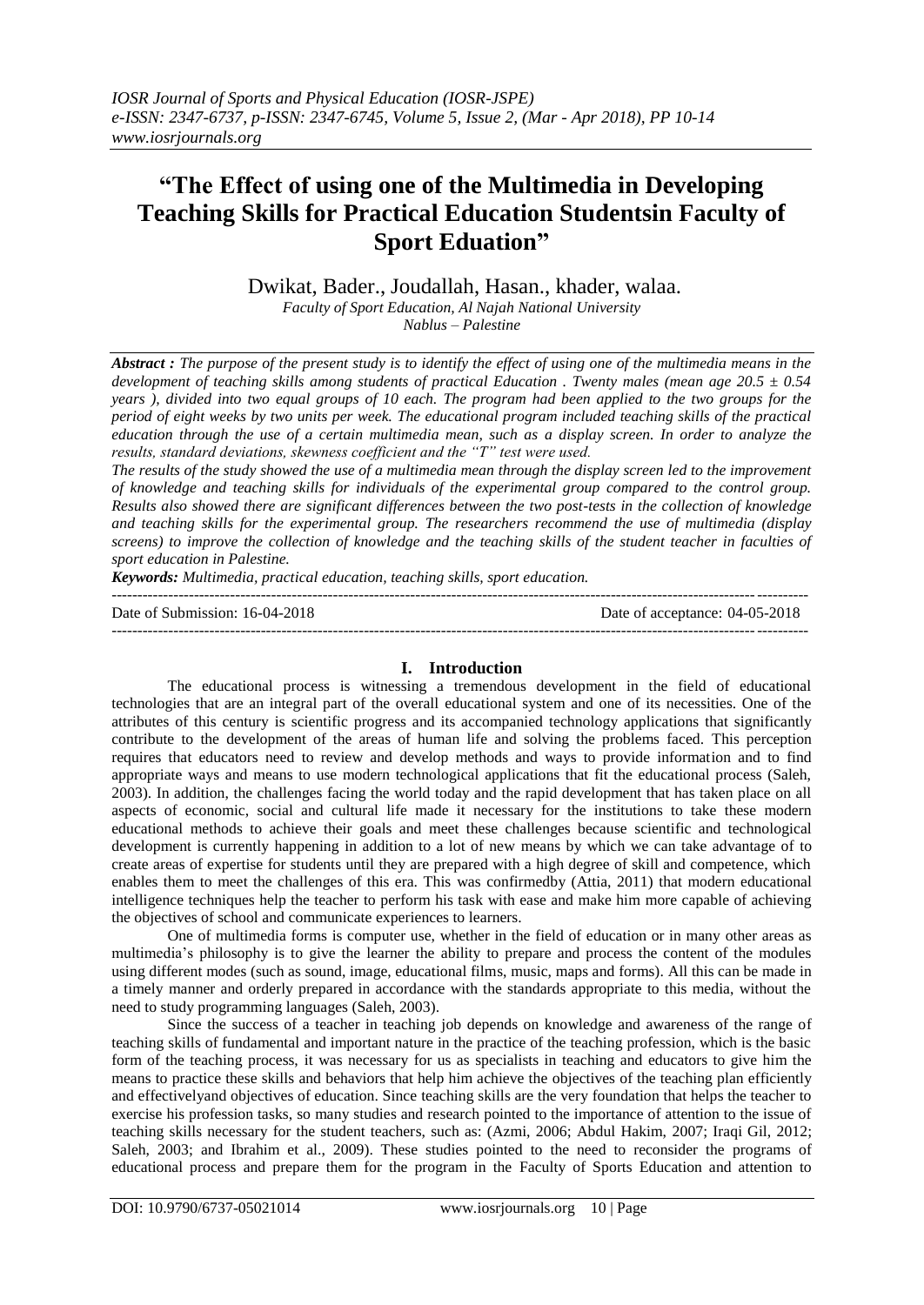# "The Effect of using one of the Multimedia in Developing Teaching Skills for Practical Education Studentsin Faculty of Sport Eduation"

Dwikat, Bader., Joudallah, Hasan., khader, walaa.

*Faculty of Sport Education, Al Najah National University*
*Nablus – Palestine*

***Abstract :*** *The purpose of the present study is to identify the effect of using one of the multimedia means in the development of teaching skills among students of practical Education . Twenty males (mean age 20.5 ± 0.54 years ), divided into two equal groups of 10 each. The program had been applied to the two groups for the period of eight weeks by two units per week. The educational program included teaching skills of the practical education through the use of a certain multimedia mean, such as a display screen. In order to analyze the results, standard deviations, skewness coefficient and the "T" test were used.*

*The results of the study showed the use of a multimedia mean through the display screen led to the improvement of knowledge and teaching skills for individuals of the experimental group compared to the control group. Results also showed there are significant differences between the two post-tests in the collection of knowledge and teaching skills for the experimental group. The researchers recommend the use of multimedia (display screens) to improve the collection of knowledge and the teaching skills of the student teacher in faculties of sport education in Palestine.*

***Keywords:*** *Multimedia, practical education, teaching skills, sport education.*

---

Date of Submission: 16-04-2018 Date of acceptance: 04-05-2018

---

## I. Introduction

The educational process is witnessing a tremendous development in the field of educational technologies that are an integral part of the overall educational system and one of its necessities. One of the attributes of this century is scientific progress and its accompanied technology applications that significantly contribute to the development of the areas of human life and solving the problems faced. This perception requires that educators need to review and develop methods and ways to provide information and to find appropriate ways and means to use modern technological applications that fit the educational process (Saleh, 2003). In addition, the challenges facing the world today and the rapid development that has taken place on all aspects of economic, social and cultural life made it necessary for the institutions to take these modern educational methods to achieve their goals and meet these challenges because scientific and technological development is currently happening in addition to a lot of new means by which we can take advantage of to create areas of expertise for students until they are prepared with a high degree of skill and competence, which enables them to meet the challenges of this era. This was confirmedby (Attia, 2011) that modern educational intelligence techniques help the teacher to perform his task with ease and make him more capable of achieving the objectives of school and communicate experiences to learners.

One of multimedia forms is computer use, whether in the field of education or in many other areas as multimedia's philosophy is to give the learner the ability to prepare and process the content of the modules using different modes (such as sound, image, educational films, music, maps and forms). All this can be made in a timely manner and orderly prepared in accordance with the standards appropriate to this media, without the need to study programming languages (Saleh, 2003).

Since the success of a teacher in teaching job depends on knowledge and awareness of the range of teaching skills of fundamental and important nature in the practice of the teaching profession, which is the basic form of the teaching process, it was necessary for us as specialists in teaching and educators to give him the means to practice these skills and behaviors that help him achieve the objectives of the teaching plan efficiently and effectivelyand objectives of education. Since teaching skills are the very foundation that helps the teacher to exercise his profession tasks, so many studies and research pointed to the importance of attention to the issue of teaching skills necessary for the student teachers, such as: (Azmi, 2006; Abdul Hakim, 2007; Iraqi Gil, 2012; Saleh, 2003; and Ibrahim et al., 2009). These studies pointed to the need to reconsider the programs of educational process and prepare them for the program in the Faculty of Sports Education and attention to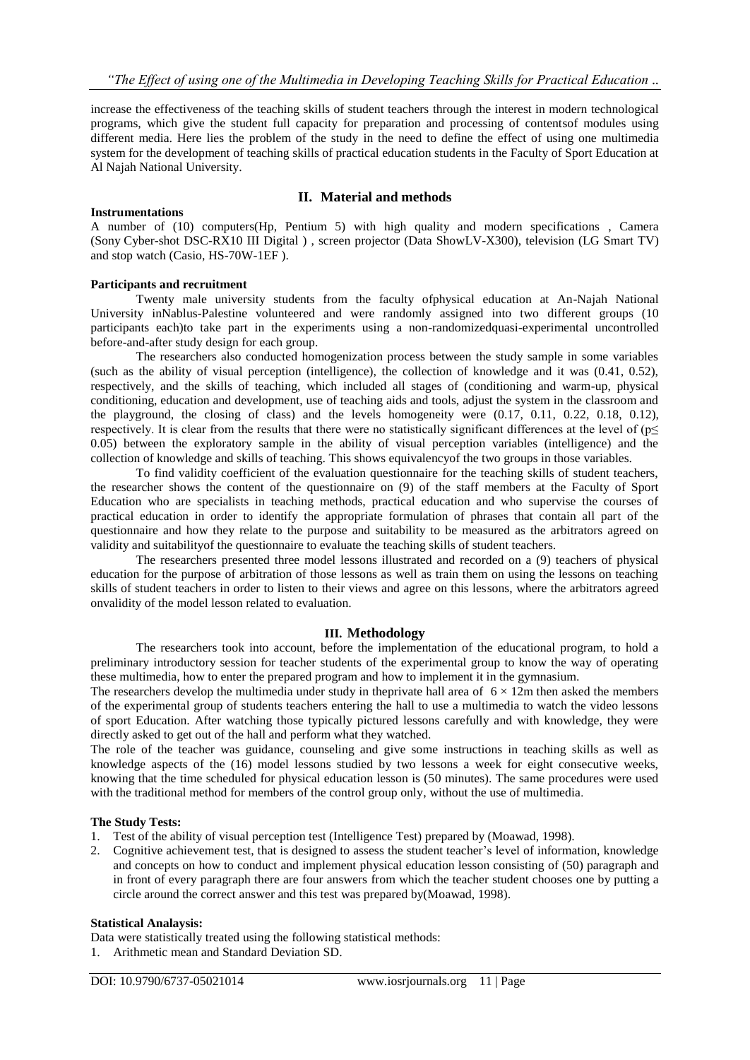increase the effectiveness of the teaching skills of student teachers through the interest in modern technological programs, which give the student full capacity for preparation and processing of contentsof modules using different media. Here lies the problem of the study in the need to define the effect of using one multimedia system for the development of teaching skills of practical education students in the Faculty of Sport Education at Al Najah National University.

## II. Material and methods

**Instrumentations**

A number of (10) computers(Hp, Pentium 5) with high quality and modern specifications , Camera (Sony Cyber-shot DSC-RX10 III Digital ) , screen projector (Data ShowLV-X300), television (LG Smart TV) and stop watch (Casio, HS-70W-1EF ).

**Participants and recruitment**

Twenty male university students from the faculty ofphysical education at An-Najah National University inNablus-Palestine volunteered and were randomly assigned into two different groups (10 participants each)to take part in the experiments using a non-randomizedquasi-experimental uncontrolled before-and-after study design for each group.

The researchers also conducted homogenization process between the study sample in some variables (such as the ability of visual perception (intelligence), the collection of knowledge and it was (0.41, 0.52), respectively, and the skills of teaching, which included all stages of (conditioning and warm-up, physical conditioning, education and development, use of teaching aids and tools, adjust the system in the classroom and the playground, the closing of class) and the levels homogeneity were (0.17, 0.11, 0.22, 0.18, 0.12), respectively. It is clear from the results that there were no statistically significant differences at the level of ($p \leq 0.05$) between the exploratory sample in the ability of visual perception variables (intelligence) and the collection of knowledge and skills of teaching. This shows equivalencyof the two groups in those variables.

To find validity coefficient of the evaluation questionnaire for the teaching skills of student teachers, the researcher shows the content of the questionnaire on (9) of the staff members at the Faculty of Sport Education who are specialists in teaching methods, practical education and who supervise the courses of practical education in order to identify the appropriate formulation of phrases that contain all part of the questionnaire and how they relate to the purpose and suitability to be measured as the arbitrators agreed on validity and suitabilityof the questionnaire to evaluate the teaching skills of student teachers.

The researchers presented three model lessons illustrated and recorded on a (9) teachers of physical education for the purpose of arbitration of those lessons as well as train them on using the lessons on teaching skills of student teachers in order to listen to their views and agree on this lessons, where the arbitrators agreed onvalidity of the model lesson related to evaluation.

## III. Methodology

The researchers took into account, before the implementation of the educational program, to hold a preliminary introductory session for teacher students of the experimental group to know the way of operating these multimedia, how to enter the prepared program and how to implement it in the gymnasium.

The researchers develop the multimedia under study in theprivate hall area of $6 \times 12$m then asked the members of the experimental group of students teachers entering the hall to use a multimedia to watch the video lessons of sport Education. After watching those typically pictured lessons carefully and with knowledge, they were directly asked to get out of the hall and perform what they watched.

The role of the teacher was guidance, counseling and give some instructions in teaching skills as well as knowledge aspects of the (16) model lessons studied by two lessons a week for eight consecutive weeks, knowing that the time scheduled for physical education lesson is (50 minutes). The same procedures were used with the traditional method for members of the control group only, without the use of multimedia.

**The Study Tests:**

1. Test of the ability of visual perception test (Intelligence Test) prepared by (Moawad, 1998).
2. Cognitive achievement test, that is designed to assess the student teacher's level of information, knowledge and concepts on how to conduct and implement physical education lesson consisting of (50) paragraph and in front of every paragraph there are four answers from which the teacher student chooses one by putting a circle around the correct answer and this test was prepared by(Moawad, 1998).

**Statistical Analaysis:**

Data were statistically treated using the following statistical methods:

1. Arithmetic mean and Standard Deviation SD.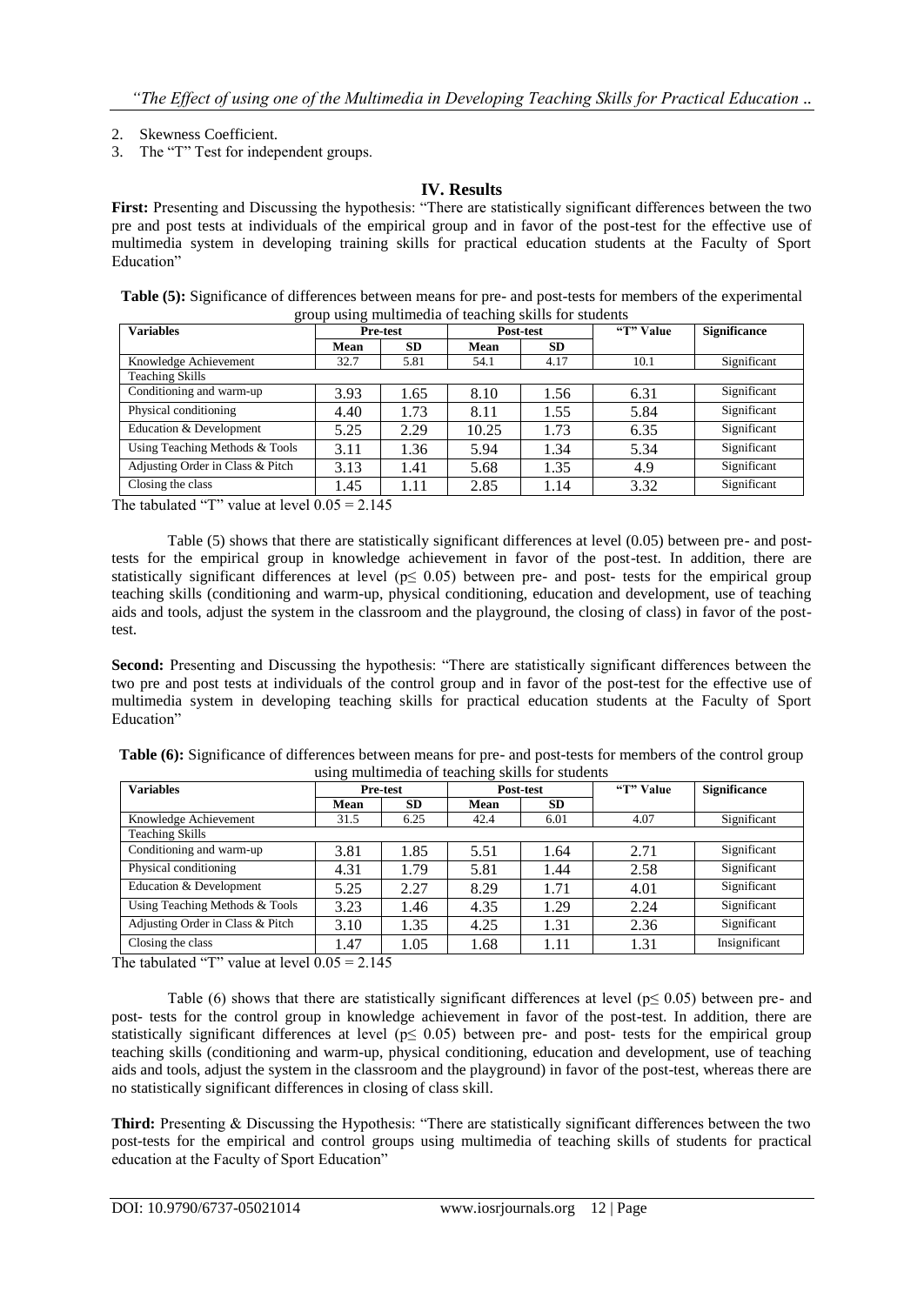2. Skewness Coefficient.
3. The "T" Test for independent groups.

## IV. Results

**First:** Presenting and Discussing the hypothesis: "There are statistically significant differences between the two pre and post tests at individuals of the empirical group and in favor of the post-test for the effective use of multimedia system in developing training skills for practical education students at the Faculty of Sport Education"

**Table (5):** Significance of differences between means for pre- and post-tests for members of the experimental group using multimedia of teaching skills for students

| Variables | Pre-test | | Post-test | | "T" Value | Significance |
|---|---|---|---|---|---|---|
| | Mean | SD | Mean | SD | | |
| Knowledge Achievement | 32.7 | 5.81 | 54.1 | 4.17 | 10.1 | Significant |
| Teaching Skills | | | | | | |
| Conditioning and warm-up | 3.93 | 1.65 | 8.10 | 1.56 | 6.31 | Significant |
| Physical conditioning | 4.40 | 1.73 | 8.11 | 1.55 | 5.84 | Significant |
| Education & Development | 5.25 | 2.29 | 10.25 | 1.73 | 6.35 | Significant |
| Using Teaching Methods & Tools | 3.11 | 1.36 | 5.94 | 1.34 | 5.34 | Significant |
| Adjusting Order in Class & Pitch | 3.13 | 1.41 | 5.68 | 1.35 | 4.9 | Significant |
| Closing the class | 1.45 | 1.11 | 2.85 | 1.14 | 3.32 | Significant |

The tabulated "T" value at level 0.05 = 2.145

Table (5) shows that there are statistically significant differences at level (0.05) between pre- and post-tests for the empirical group in knowledge achievement in favor of the post-test. In addition, there are statistically significant differences at level ($p \leq 0.05$) between pre- and post- tests for the empirical group teaching skills (conditioning and warm-up, physical conditioning, education and development, use of teaching aids and tools, adjust the system in the classroom and the playground, the closing of class) in favor of the post-test.

**Second:** Presenting and Discussing the hypothesis: "There are statistically significant differences between the two pre and post tests at individuals of the control group and in favor of the post-test for the effective use of multimedia system in developing teaching skills for practical education students at the Faculty of Sport Education"

**Table (6):** Significance of differences between means for pre- and post-tests for members of the control group using multimedia of teaching skills for students

| Variables | Pre-test | | Post-test | | "T" Value | Significance |
|---|---|---|---|---|---|---|
| | Mean | SD | Mean | SD | | |
| Knowledge Achievement | 31.5 | 6.25 | 42.4 | 6.01 | 4.07 | Significant |
| Teaching Skills | | | | | | |
| Conditioning and warm-up | 3.81 | 1.85 | 5.51 | 1.64 | 2.71 | Significant |
| Physical conditioning | 4.31 | 1.79 | 5.81 | 1.44 | 2.58 | Significant |
| Education & Development | 5.25 | 2.27 | 8.29 | 1.71 | 4.01 | Significant |
| Using Teaching Methods & Tools | 3.23 | 1.46 | 4.35 | 1.29 | 2.24 | Significant |
| Adjusting Order in Class & Pitch | 3.10 | 1.35 | 4.25 | 1.31 | 2.36 | Significant |
| Closing the class | 1.47 | 1.05 | 1.68 | 1.11 | 1.31 | Insignificant |

The tabulated "T" value at level 0.05 = 2.145

Table (6) shows that there are statistically significant differences at level ($p \leq 0.05$) between pre- and post- tests for the control group in knowledge achievement in favor of the post-test. In addition, there are statistically significant differences at level ($p \leq 0.05$) between pre- and post- tests for the empirical group teaching skills (conditioning and warm-up, physical conditioning, education and development, use of teaching aids and tools, adjust the system in the classroom and the playground) in favor of the post-test, whereas there are no statistically significant differences in closing of class skill.

**Third:** Presenting & Discussing the Hypothesis: "There are statistically significant differences between the two post-tests for the empirical and control groups using multimedia of teaching skills of students for practical education at the Faculty of Sport Education"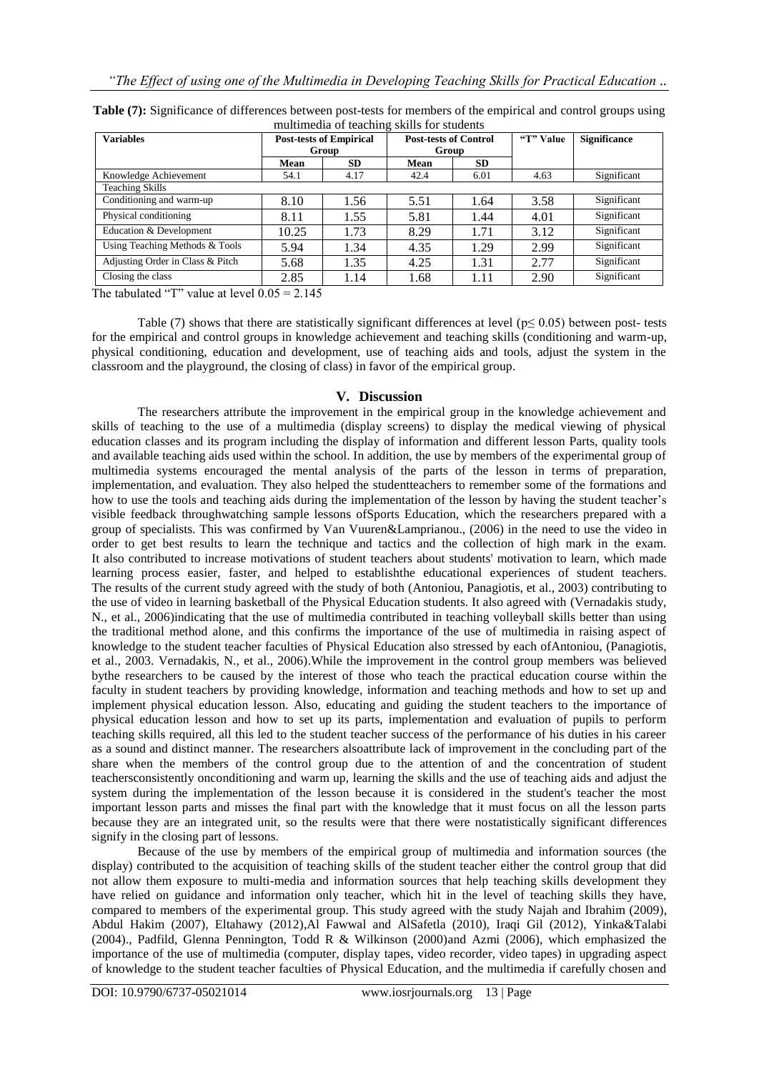**Table (7):** Significance of differences between post-tests for members of the empirical and control groups using multimedia of teaching skills for students

| Variables | Post-tests of Empirical Group | | Post-tests of Control Group | | "T" Value | Significance |
|---|---|---|---|---|---|---|
| | Mean | SD | Mean | SD | | |
| Knowledge Achievement | 54.1 | 4.17 | 42.4 | 6.01 | 4.63 | Significant |
| Teaching Skills | | | | | | |
| Conditioning and warm-up | 8.10 | 1.56 | 5.51 | 1.64 | 3.58 | Significant |
| Physical conditioning | 8.11 | 1.55 | 5.81 | 1.44 | 4.01 | Significant |
| Education & Development | 10.25 | 1.73 | 8.29 | 1.71 | 3.12 | Significant |
| Using Teaching Methods & Tools | 5.94 | 1.34 | 4.35 | 1.29 | 2.99 | Significant |
| Adjusting Order in Class & Pitch | 5.68 | 1.35 | 4.25 | 1.31 | 2.77 | Significant |
| Closing the class | 2.85 | 1.14 | 1.68 | 1.11 | 2.90 | Significant |

The tabulated "T" value at level 0.05 = 2.145

Table (7) shows that there are statistically significant differences at level ($p \leq 0.05$) between post- tests for the empirical and control groups in knowledge achievement and teaching skills (conditioning and warm-up, physical conditioning, education and development, use of teaching aids and tools, adjust the system in the classroom and the playground, the closing of class) in favor of the empirical group.

## V. Discussion

The researchers attribute the improvement in the empirical group in the knowledge achievement and skills of teaching to the use of a multimedia (display screens) to display the medical viewing of physical education classes and its program including the display of information and different lesson Parts, quality tools and available teaching aids used within the school. In addition, the use by members of the experimental group of multimedia systems encouraged the mental analysis of the parts of the lesson in terms of preparation, implementation, and evaluation. They also helped the studentteachers to remember some of the formations and how to use the tools and teaching aids during the implementation of the lesson by having the student teacher's visible feedback throughwatching sample lessons ofSports Education, which the researchers prepared with a group of specialists. This was confirmed by Van Vuuren&Lamprianou., (2006) in the need to use the video in order to get best results to learn the technique and tactics and the collection of high mark in the exam. It also contributed to increase motivations of student teachers about students' motivation to learn, which made learning process easier, faster, and helped to establishthe educational experiences of student teachers. The results of the current study agreed with the study of both (Antoniou, Panagiotis, et al., 2003) contributing to the use of video in learning basketball of the Physical Education students. It also agreed with (Vernadakis study, N., et al., 2006)indicating that the use of multimedia contributed in teaching volleyball skills better than using the traditional method alone, and this confirms the importance of the use of multimedia in raising aspect of knowledge to the student teacher faculties of Physical Education also stressed by each ofAntoniou, (Panagiotis, et al., 2003. Vernadakis, N., et al., 2006).While the improvement in the control group members was believed bythe researchers to be caused by the interest of those who teach the practical education course within the faculty in student teachers by providing knowledge, information and teaching methods and how to set up and implement physical education lesson. Also, educating and guiding the student teachers to the importance of physical education lesson and how to set up its parts, implementation and evaluation of pupils to perform teaching skills required, all this led to the student teacher success of the performance of his duties in his career as a sound and distinct manner. The researchers alsoattribute lack of improvement in the concluding part of the share when the members of the control group due to the attention of and the concentration of student teachersconsistently onconditioning and warm up, learning the skills and the use of teaching aids and adjust the system during the implementation of the lesson because it is considered in the student's teacher the most important lesson parts and misses the final part with the knowledge that it must focus on all the lesson parts because they are an integrated unit, so the results were that there were nostatistically significant differences signify in the closing part of lessons.

Because of the use by members of the empirical group of multimedia and information sources (the display) contributed to the acquisition of teaching skills of the student teacher either the control group that did not allow them exposure to multi-media and information sources that help teaching skills development they have relied on guidance and information only teacher, which hit in the level of teaching skills they have, compared to members of the experimental group. This study agreed with the study Najah and Ibrahim (2009), Abdul Hakim (2007), Eltahawy (2012),Al Fawwal and AlSafetla (2010), Iraqi Gil (2012), Yinka&Talabi (2004)., Padfild, Glenna Pennington, Todd R & Wilkinson (2000)and Azmi (2006), which emphasized the importance of the use of multimedia (computer, display tapes, video recorder, video tapes) in upgrading aspect of knowledge to the student teacher faculties of Physical Education, and the multimedia if carefully chosen and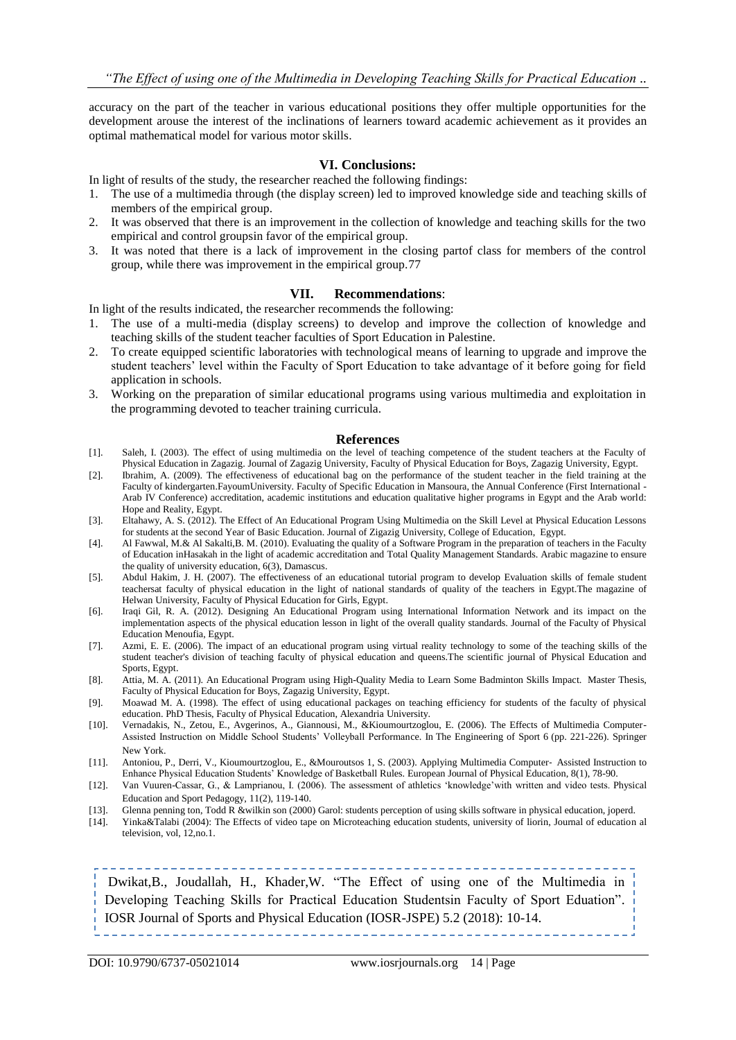accuracy on the part of the teacher in various educational positions they offer multiple opportunities for the development arouse the interest of the inclinations of learners toward academic achievement as it provides an optimal mathematical model for various motor skills.

## VI. Conclusions:

In light of results of the study, the researcher reached the following findings:

1. The use of a multimedia through (the display screen) led to improved knowledge side and teaching skills of members of the empirical group.
2. It was observed that there is an improvement in the collection of knowledge and teaching skills for the two empirical and control groupsin favor of the empirical group.
3. It was noted that there is a lack of improvement in the closing partof class for members of the control group, while there was improvement in the empirical group.77

## VII. Recommendations:

In light of the results indicated, the researcher recommends the following:

1. The use of a multi-media (display screens) to develop and improve the collection of knowledge and teaching skills of the student teacher faculties of Sport Education in Palestine.
2. To create equipped scientific laboratories with technological means of learning to upgrade and improve the student teachers' level within the Faculty of Sport Education to take advantage of it before going for field application in schools.
3. Working on the preparation of similar educational programs using various multimedia and exploitation in the programming devoted to teacher training curricula.

## References

[1]. Saleh, I. (2003). The effect of using multimedia on the level of teaching competence of the student teachers at the Faculty of Physical Education in Zagazig. Journal of Zagazig University, Faculty of Physical Education for Boys, Zagazig University, Egypt.

[2]. Ibrahim, A. (2009). The effectiveness of educational bag on the performance of the student teacher in the field training at the Faculty of kindergarten.FayoumUniversity. Faculty of Specific Education in Mansoura, the Annual Conference (First International - Arab IV Conference) accreditation, academic institutions and education qualitative higher programs in Egypt and the Arab world: Hope and Reality, Egypt.

[3]. Eltahawy, A. S. (2012). The Effect of An Educational Program Using Multimedia on the Skill Level at Physical Education Lessons for students at the second Year of Basic Education. Journal of Zigazig University, College of Education, Egypt.

[4]. Al Fawwal, M.& Al Sakalti,B. M. (2010). Evaluating the quality of a Software Program in the preparation of teachers in the Faculty of Education inHasakah in the light of academic accreditation and Total Quality Management Standards. Arabic magazine to ensure the quality of university education, 6(3), Damascus.

[5]. Abdul Hakim, J. H. (2007). The effectiveness of an educational tutorial program to develop Evaluation skills of female student teachersat faculty of physical education in the light of national standards of quality of the teachers in Egypt.The magazine of Helwan University, Faculty of Physical Education for Girls, Egypt.

[6]. Iraqi Gil, R. A. (2012). Designing An Educational Program using International Information Network and its impact on the implementation aspects of the physical education lesson in light of the overall quality standards. Journal of the Faculty of Physical Education Menoufia, Egypt.

[7]. Azmi, E. E. (2006). The impact of an educational program using virtual reality technology to some of the teaching skills of the student teacher's division of teaching faculty of physical education and queens.The scientific journal of Physical Education and Sports, Egypt.

[8]. Attia, M. A. (2011). An Educational Program using High-Quality Media to Learn Some Badminton Skills Impact. Master Thesis, Faculty of Physical Education for Boys, Zagazig University, Egypt.

[9]. Moawad M. A. (1998). The effect of using educational packages on teaching efficiency for students of the faculty of physical education. PhD Thesis, Faculty of Physical Education, Alexandria University.

[10]. Vernadakis, N., Zetou, E., Avgerinos, A., Giannousi, M., &Kioumourtzoglou, E. (2006). The Effects of Multimedia Computer-Assisted Instruction on Middle School Students' Volleyball Performance. In The Engineering of Sport 6 (pp. 221-226). Springer New York.

[11]. Antoniou, P., Derri, V., Kioumourtzoglou, E., &Mouroutsos 1, S. (2003). Applying Multimedia Computer- Assisted Instruction to Enhance Physical Education Students' Knowledge of Basketball Rules. European Journal of Physical Education, 8(1), 78-90.

[12]. Van Vuuren-Cassar, G., & Lamprianou, I. (2006). The assessment of athletics 'knowledge'with written and video tests. Physical Education and Sport Pedagogy, 11(2), 119-140.

[13]. Glenna penning ton, Todd R &wilkin son (2000) Garol: students perception of using skills software in physical education, joperd.

[14]. Yinka&Talabi (2004): The Effects of video tape on Microteaching education students, university of liorin, Journal of education al television, vol, 12,no.1.

Dwikat,B., Joudallah, H., Khader,W. "The Effect of using one of the Multimedia in Developing Teaching Skills for Practical Education Studentsin Faculty of Sport Eduation". IOSR Journal of Sports and Physical Education (IOSR-JSPE) 5.2 (2018): 10-14.